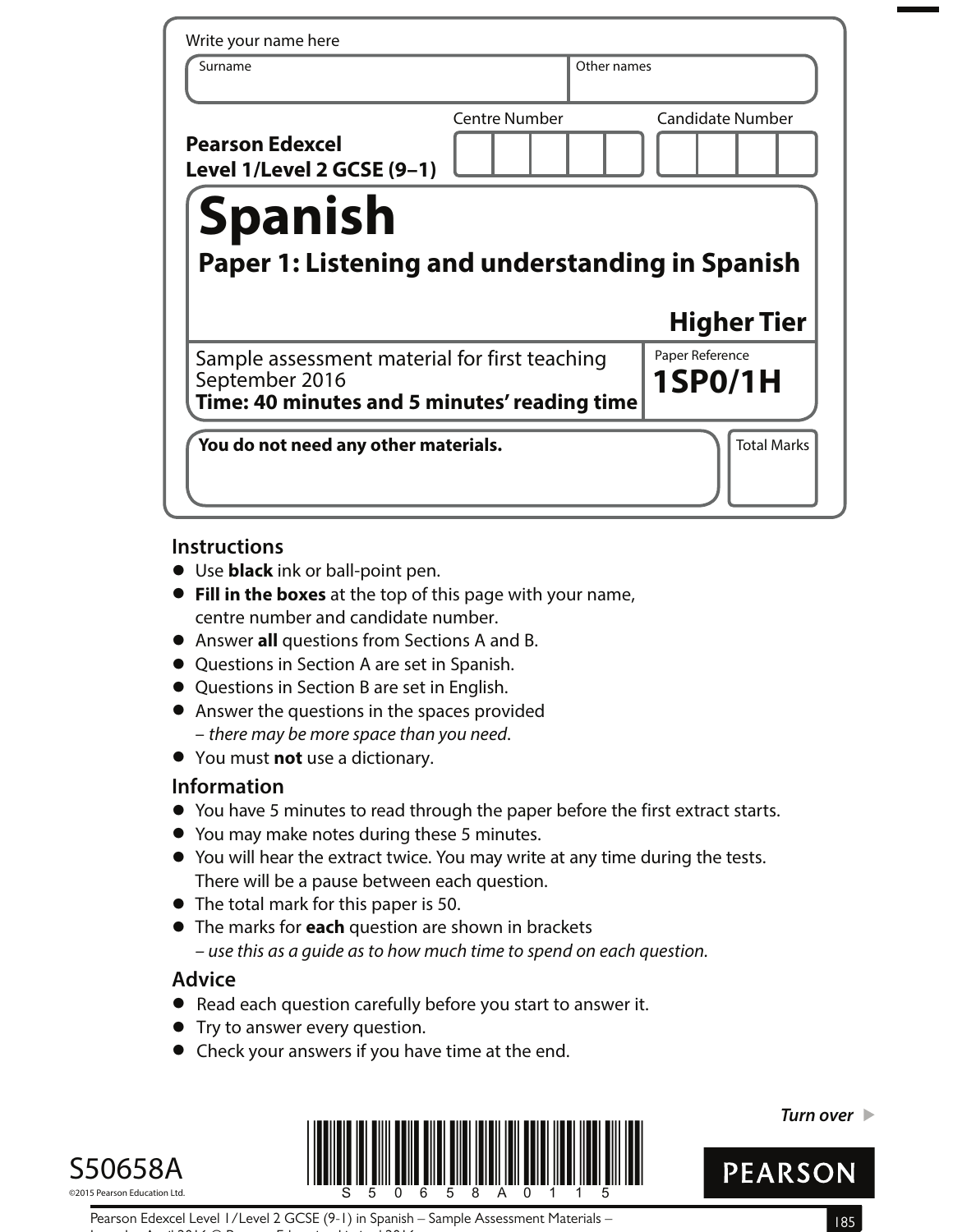Write your name here

| Surname | Other names |
|---|---|
| | |

**Pearson Edexcel Level 1/Level 2 GCSE (9–1)**

| Centre Number | Candidate Number |
|---|---|
| | |

# Spanish

## Paper 1: Listening and understanding in Spanish

**Higher Tier**

Sample assessment material for first teaching September 2016
**Time: 40 minutes and 5 minutes' reading time**

Paper Reference
**1SP0/1H**

**You do not need any other materials.**

Total Marks

## Instructions

- Use **black** ink or ball-point pen.
- **Fill in the boxes** at the top of this page with your name, centre number and candidate number.
- Answer **all** questions from Sections A and B.
- Questions in Section A are set in Spanish.
- Questions in Section B are set in English.
- Answer the questions in the spaces provided – *there may be more space than you need*.
- You must **not** use a dictionary.

## Information

- You have 5 minutes to read through the paper before the first extract starts.
- You may make notes during these 5 minutes.
- You will hear the extract twice. You may write at any time during the tests. There will be a pause between each question.
- The total mark for this paper is 50.
- The marks for **each** question are shown in brackets – *use this as a guide as to how much time to spend on each question.*

## Advice

- Read each question carefully before you start to answer it.
- Try to answer every question.
- Check your answers if you have time at the end.

*Turn over* ▶

S50658A

©2015 Pearson Education Ltd.

PEARSON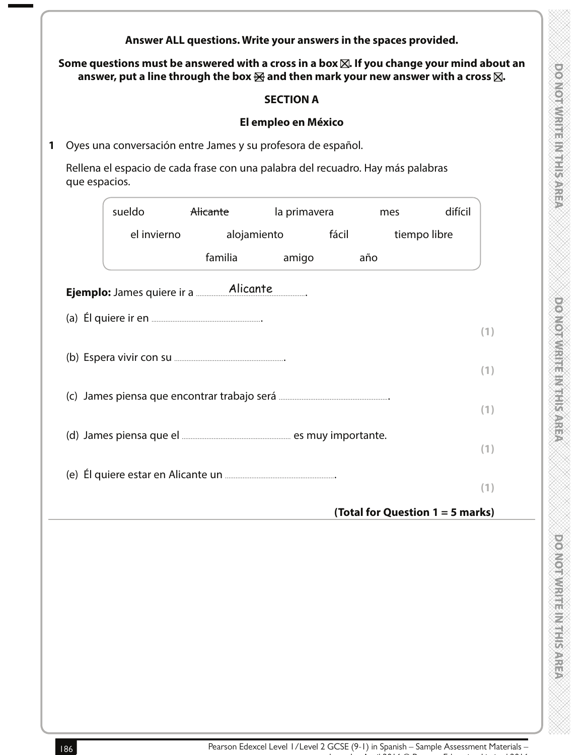**Answer ALL questions. Write your answers in the spaces provided.**

**Some questions must be answered with a cross in a box ☒. If you change your mind about an answer, put a line through the box ☒ and then mark your new answer with a cross ☒.**

## SECTION A

### El empleo en México

**1** Oyes una conversación entre James y su profesora de español.

Rellena el espacio de cada frase con una palabra del recuadro. Hay más palabras que espacios.

| | | | | |
|---|---|---|---|---|
| sueldo | ~~Alicante~~ | la primavera | mes | difícil |
| el invierno | alojamiento | fácil | tiempo libre | |
| familia | amigo | año | | |

**Ejemplo:** James quiere ir a ......Alicante...... .

(a) Él quiere ir en ............................................ . **(1)**

(b) Espera vivir con su ............................................ . **(1)**

(c) James piensa que encontrar trabajo será ............................................ . **(1)**

(d) James piensa que el ............................................ es muy importante. **(1)**

(e) Él quiere estar en Alicante un ............................................ . **(1)**

**(Total for Question 1 = 5 marks)**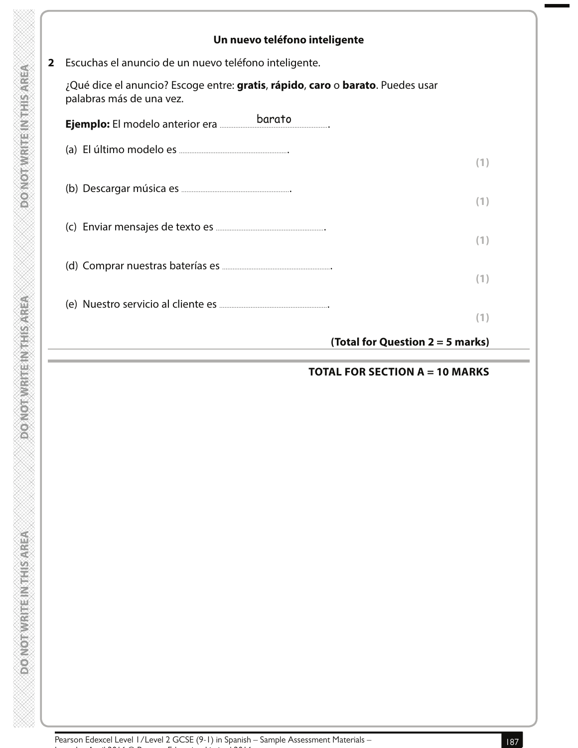## Un nuevo teléfono inteligente

**2** Escuchas el anuncio de un nuevo teléfono inteligente.

¿Qué dice el anuncio? Escoge entre: **gratis**, **rápido**, **caro** o **barato**. Puedes usar palabras más de una vez.

**Ejemplo:** El modelo anterior era ........barato........

(a) El último modelo es ....................................................... **(1)**

(b) Descargar música es ....................................................... **(1)**

(c) Enviar mensajes de texto es ....................................................... **(1)**

(d) Comprar nuestras baterías es ....................................................... **(1)**

(e) Nuestro servicio al cliente es ....................................................... **(1)**

**(Total for Question 2 = 5 marks)**

**TOTAL FOR SECTION A = 10 MARKS**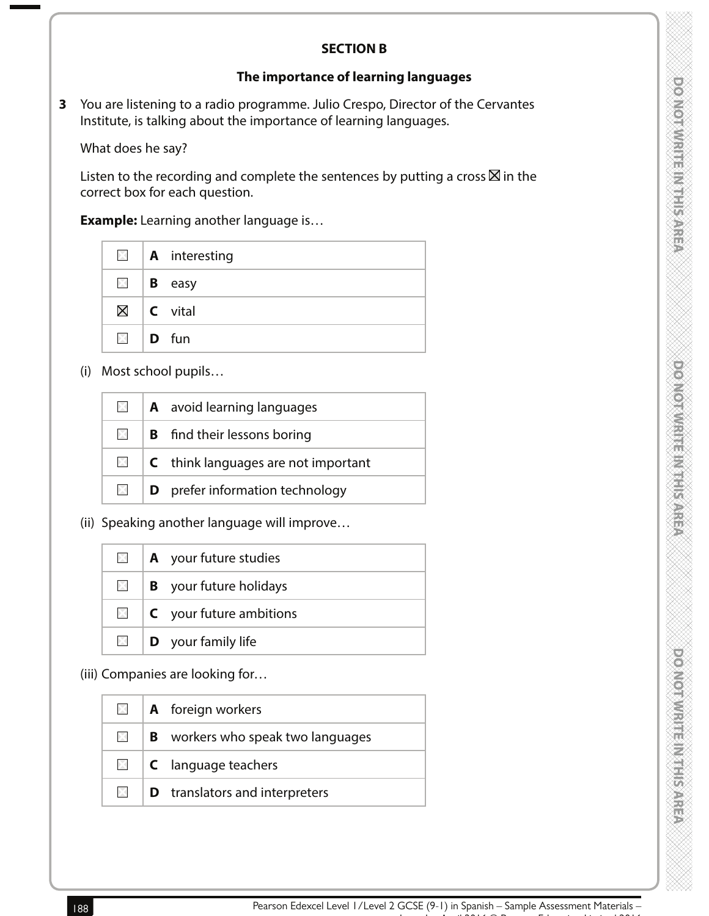## SECTION B

### The importance of learning languages

**3** You are listening to a radio programme. Julio Crespo, Director of the Cervantes Institute, is talking about the importance of learning languages.

What does he say?

Listen to the recording and complete the sentences by putting a cross ☒ in the correct box for each question.

**Example:** Learning another language is…

| | | |
|---|---|---|
| ☐ | **A** | interesting |
| ☐ | **B** | easy |
| ☒ | **C** | vital |
| ☐ | **D** | fun |

(i) Most school pupils…

| | | |
|---|---|---|
| ☐ | **A** | avoid learning languages |
| ☐ | **B** | find their lessons boring |
| ☐ | **C** | think languages are not important |
| ☐ | **D** | prefer information technology |

(ii) Speaking another language will improve…

| | | |
|---|---|---|
| ☐ | **A** | your future studies |
| ☐ | **B** | your future holidays |
| ☐ | **C** | your future ambitions |
| ☐ | **D** | your family life |

(iii) Companies are looking for…

| | | |
|---|---|---|
| ☐ | **A** | foreign workers |
| ☐ | **B** | workers who speak two languages |
| ☐ | **C** | language teachers |
| ☐ | **D** | translators and interpreters |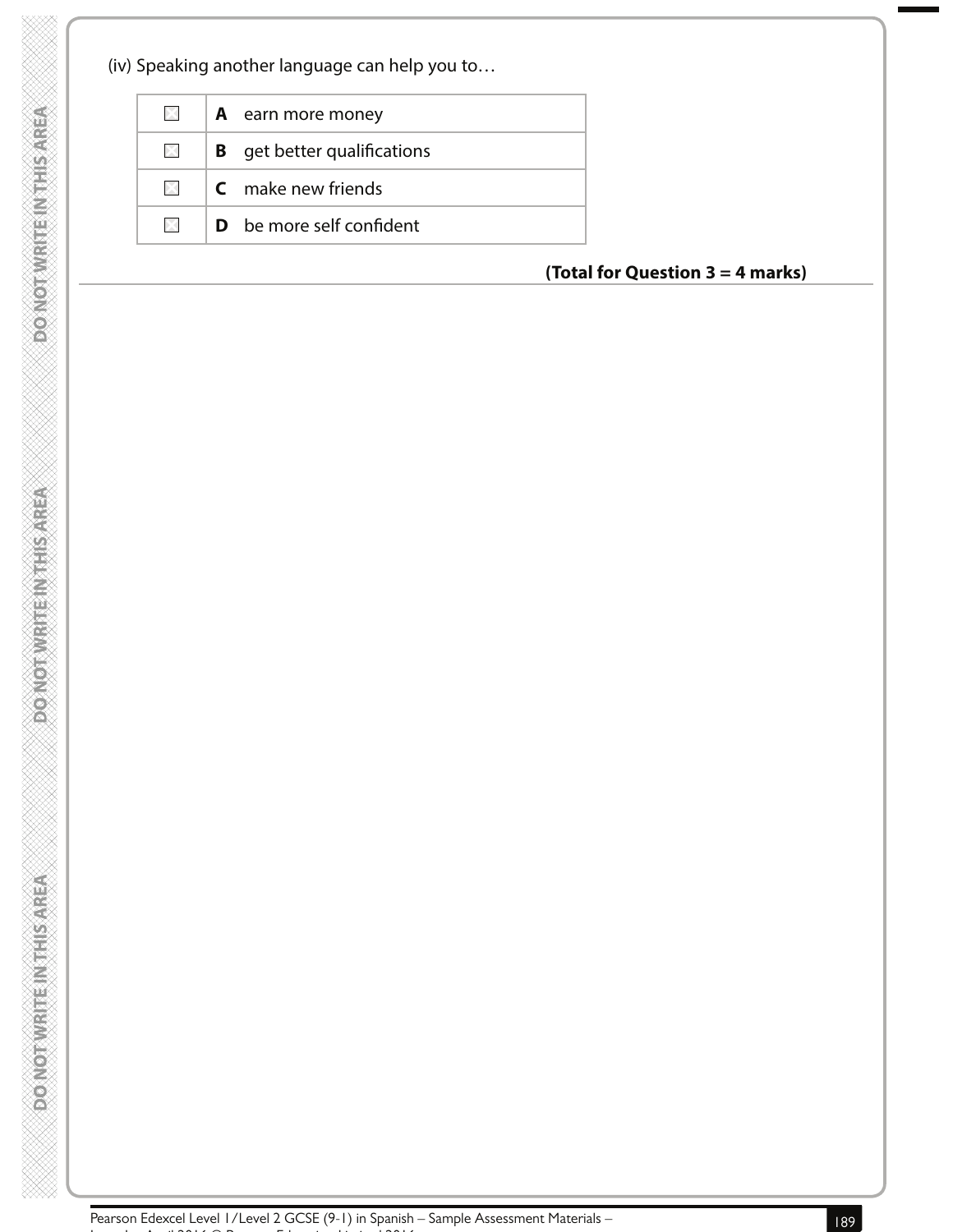(iv) Speaking another language can help you to…

| | |
|---|---|
| ☐ | **A** earn more money |
| ☐ | **B** get better qualifications |
| ☐ | **C** make new friends |
| ☐ | **D** be more self confident |

**(Total for Question 3 = 4 marks)**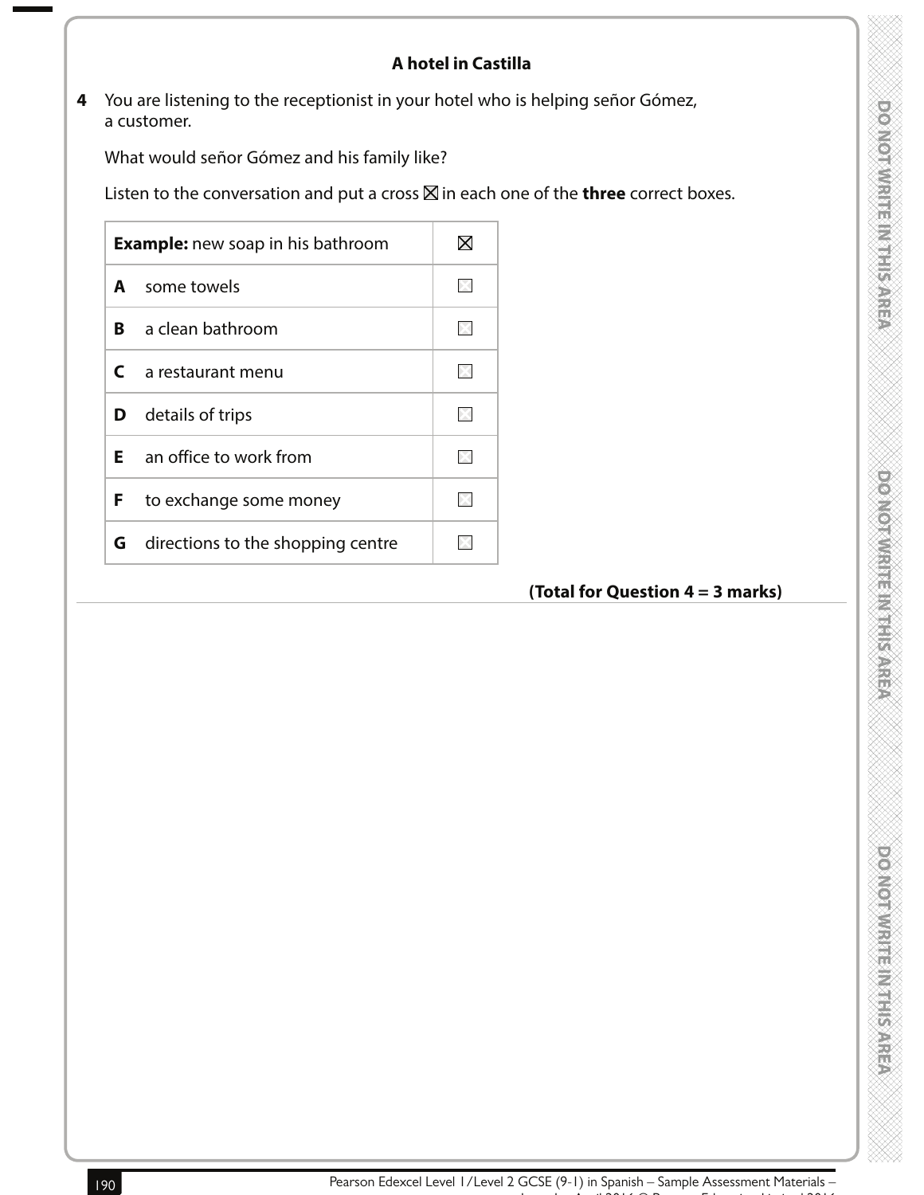### A hotel in Castilla

**4** You are listening to the receptionist in your hotel who is helping señor Gómez, a customer.

What would señor Gómez and his family like?

Listen to the conversation and put a cross ☒ in each one of the **three** correct boxes.

| **Example:** new soap in his bathroom | ☒ |
|---|---|
| **A** some towels | ☐ |
| **B** a clean bathroom | ☐ |
| **C** a restaurant menu | ☐ |
| **D** details of trips | ☐ |
| **E** an office to work from | ☐ |
| **F** to exchange some money | ☐ |
| **G** directions to the shopping centre | ☐ |

**(Total for Question 4 = 3 marks)**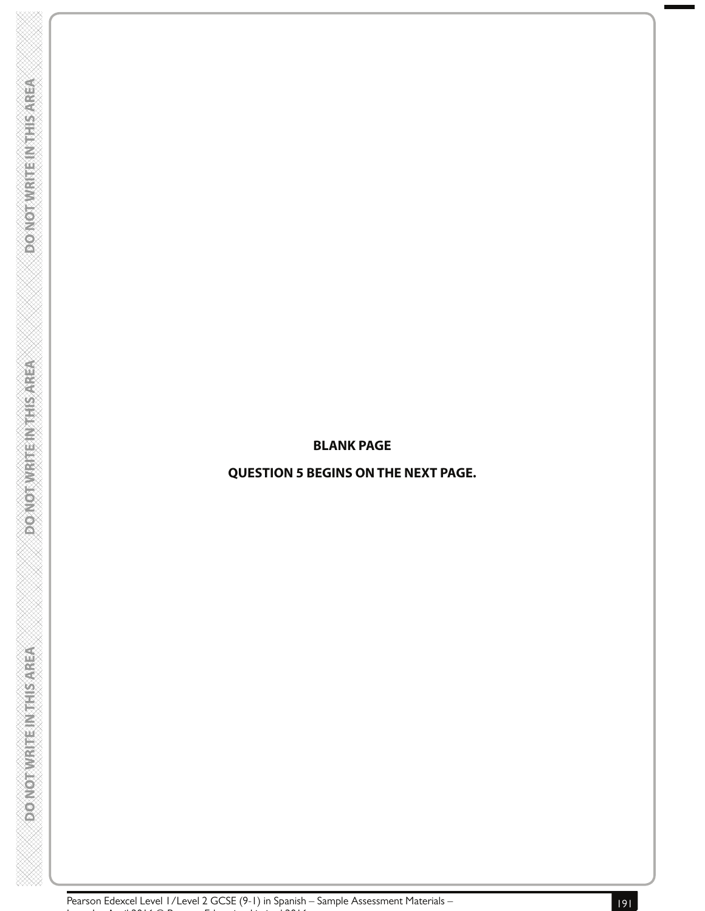**BLANK PAGE**

**QUESTION 5 BEGINS ON THE NEXT PAGE.**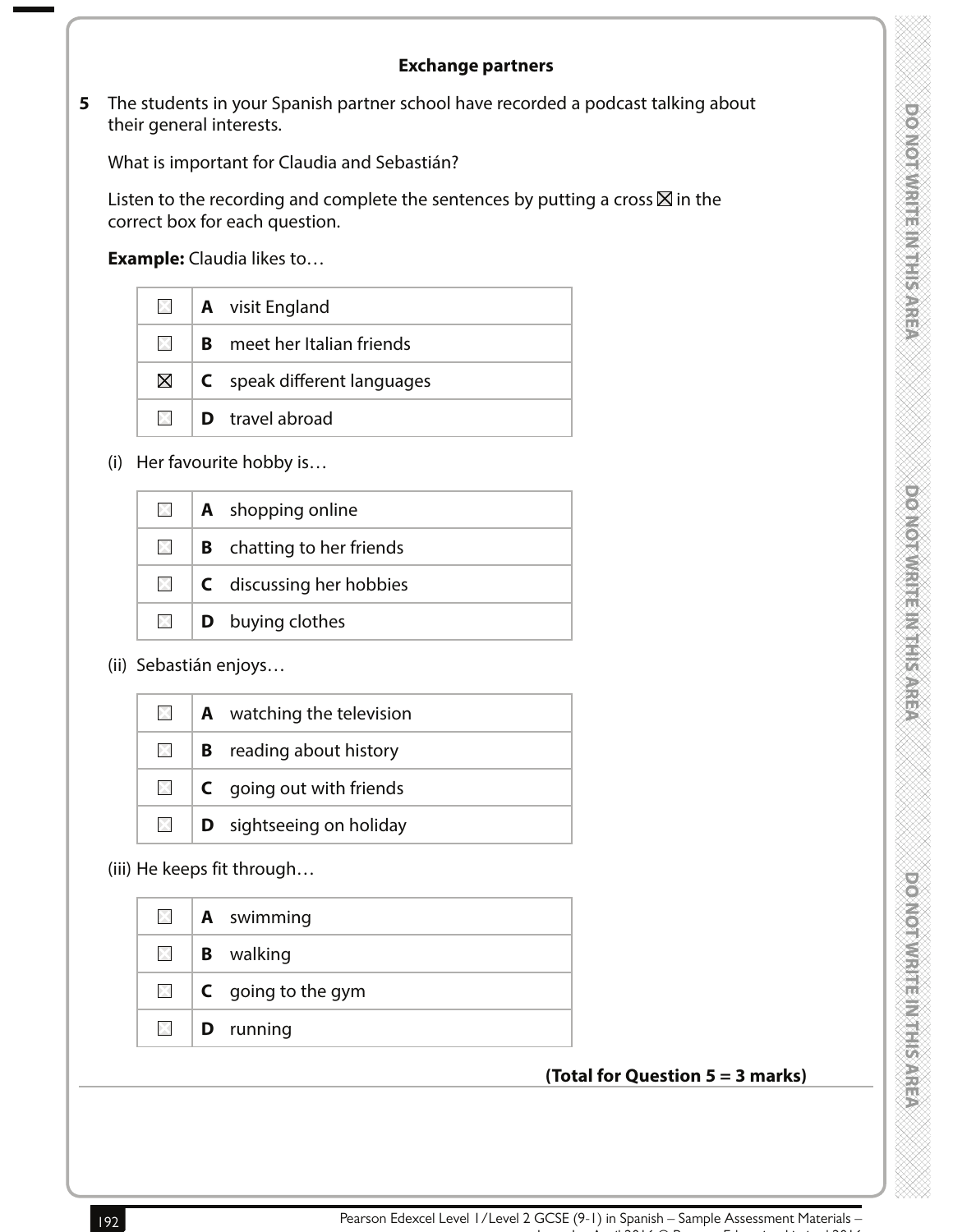## Exchange partners

**5** The students in your Spanish partner school have recorded a podcast talking about their general interests.

What is important for Claudia and Sebastián?

Listen to the recording and complete the sentences by putting a cross ☒ in the correct box for each question.

**Example:** Claudia likes to…

| | | |
|---|---|---|
| ☐ | **A** | visit England |
| ☐ | **B** | meet her Italian friends |
| ☒ | **C** | speak different languages |
| ☐ | **D** | travel abroad |

(i) Her favourite hobby is…

| | | |
|---|---|---|
| ☐ | **A** | shopping online |
| ☐ | **B** | chatting to her friends |
| ☐ | **C** | discussing her hobbies |
| ☐ | **D** | buying clothes |

(ii) Sebastián enjoys…

| | | |
|---|---|---|
| ☐ | **A** | watching the television |
| ☐ | **B** | reading about history |
| ☐ | **C** | going out with friends |
| ☐ | **D** | sightseeing on holiday |

(iii) He keeps fit through…

| | | |
|---|---|---|
| ☐ | **A** | swimming |
| ☐ | **B** | walking |
| ☐ | **C** | going to the gym |
| ☐ | **D** | running |

**(Total for Question 5 = 3 marks)**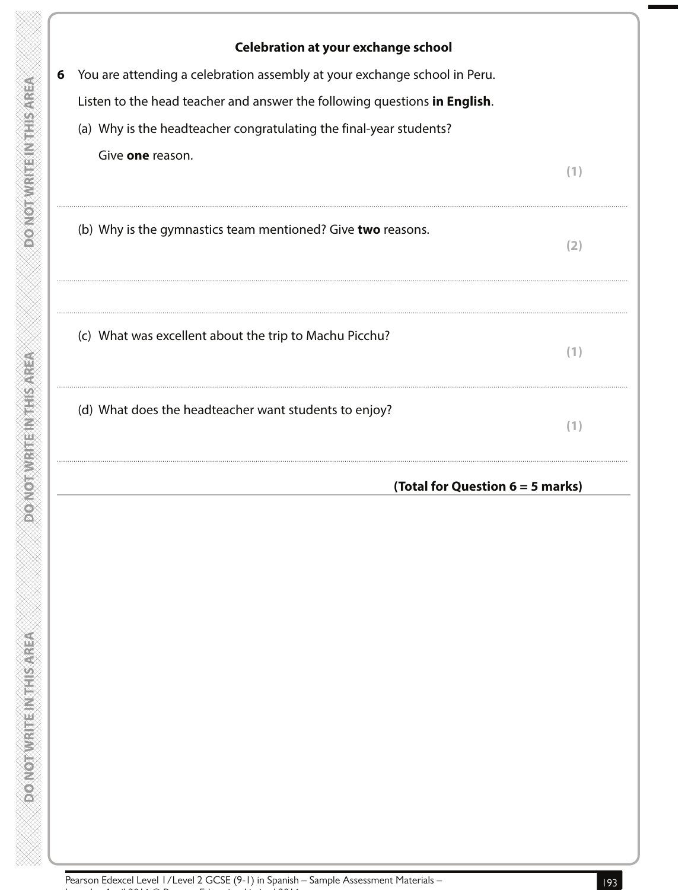## Celebration at your exchange school

**6** You are attending a celebration assembly at your exchange school in Peru.

Listen to the head teacher and answer the following questions **in English**.

(a) Why is the headteacher congratulating the final-year students?

Give **one** reason.

**(1)**

..............................................................................................................................................

(b) Why is the gymnastics team mentioned? Give **two** reasons.

**(2)**

..............................................................................................................................................

..............................................................................................................................................

(c) What was excellent about the trip to Machu Picchu?

**(1)**

..............................................................................................................................................

(d) What does the headteacher want students to enjoy?

**(1)**

..............................................................................................................................................

**(Total for Question 6 = 5 marks)**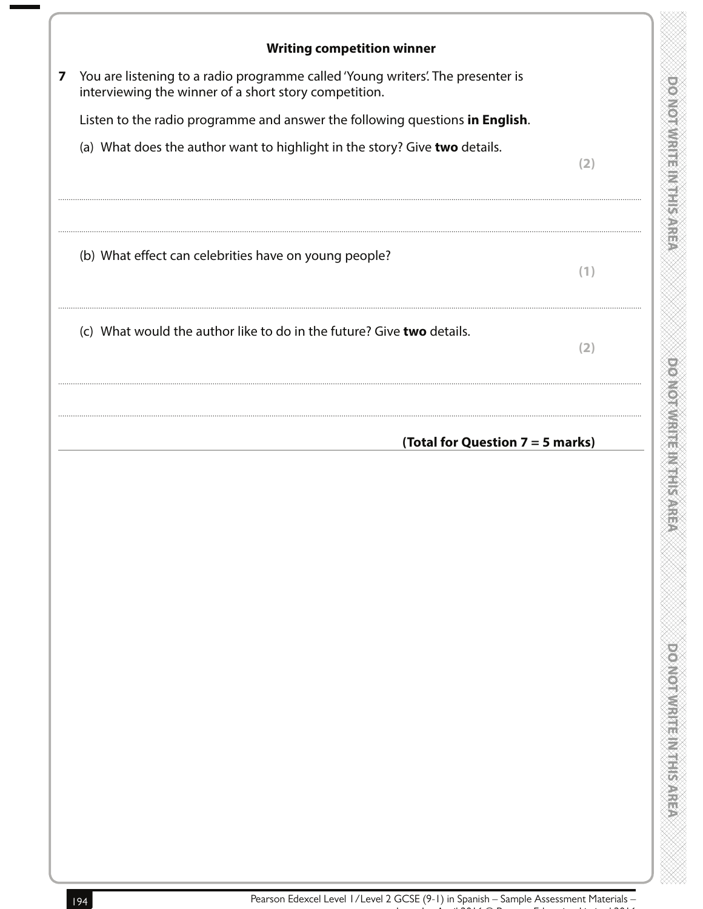## Writing competition winner

**7** You are listening to a radio programme called 'Young writers'. The presenter is interviewing the winner of a short story competition.

Listen to the radio programme and answer the following questions **in English**.

(a) What does the author want to highlight in the story? Give **two** details.

**(2)**

..............................................................................................................................................

..............................................................................................................................................

(b) What effect can celebrities have on young people?

**(1)**

..............................................................................................................................................

(c) What would the author like to do in the future? Give **two** details.

**(2)**

..............................................................................................................................................

..............................................................................................................................................

**(Total for Question 7 = 5 marks)**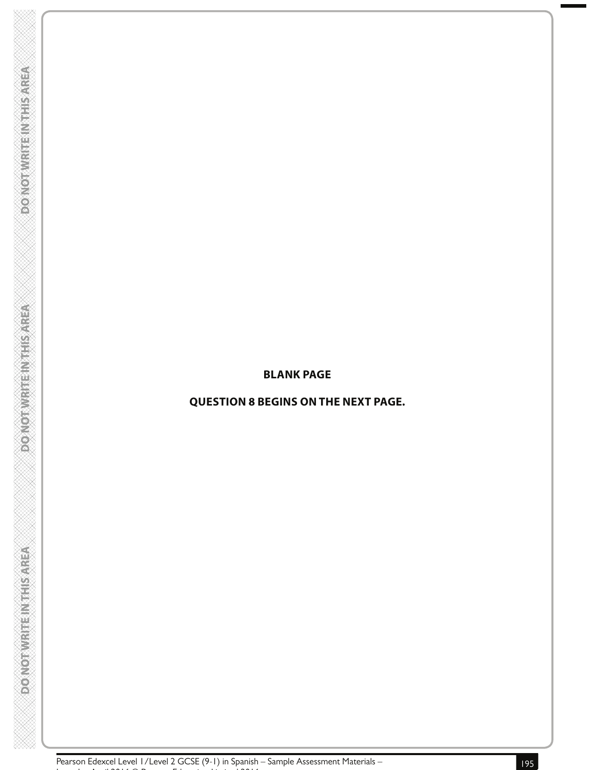**BLANK PAGE**

**QUESTION 8 BEGINS ON THE NEXT PAGE.**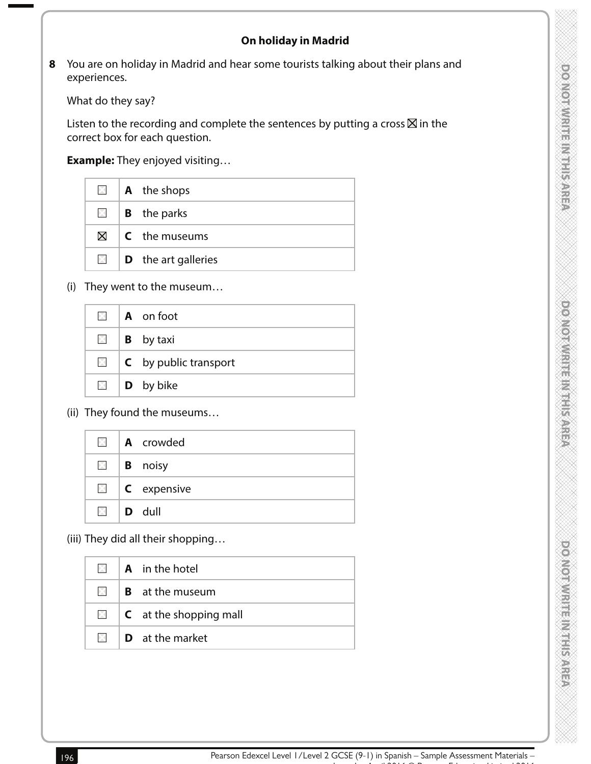## On holiday in Madrid

**8** You are on holiday in Madrid and hear some tourists talking about their plans and experiences.

What do they say?

Listen to the recording and complete the sentences by putting a cross ☒ in the correct box for each question.

**Example:** They enjoyed visiting…

| | | |
|---|---|---|
| ☐ | **A** | the shops |
| ☐ | **B** | the parks |
| ☒ | **C** | the museums |
| ☐ | **D** | the art galleries |

(i) They went to the museum…

| | | |
|---|---|---|
| ☐ | **A** | on foot |
| ☐ | **B** | by taxi |
| ☐ | **C** | by public transport |
| ☐ | **D** | by bike |

(ii) They found the museums…

| | | |
|---|---|---|
| ☐ | **A** | crowded |
| ☐ | **B** | noisy |
| ☐ | **C** | expensive |
| ☐ | **D** | dull |

(iii) They did all their shopping…

| | | |
|---|---|---|
| ☐ | **A** | in the hotel |
| ☐ | **B** | at the museum |
| ☐ | **C** | at the shopping mall |
| ☐ | **D** | at the market |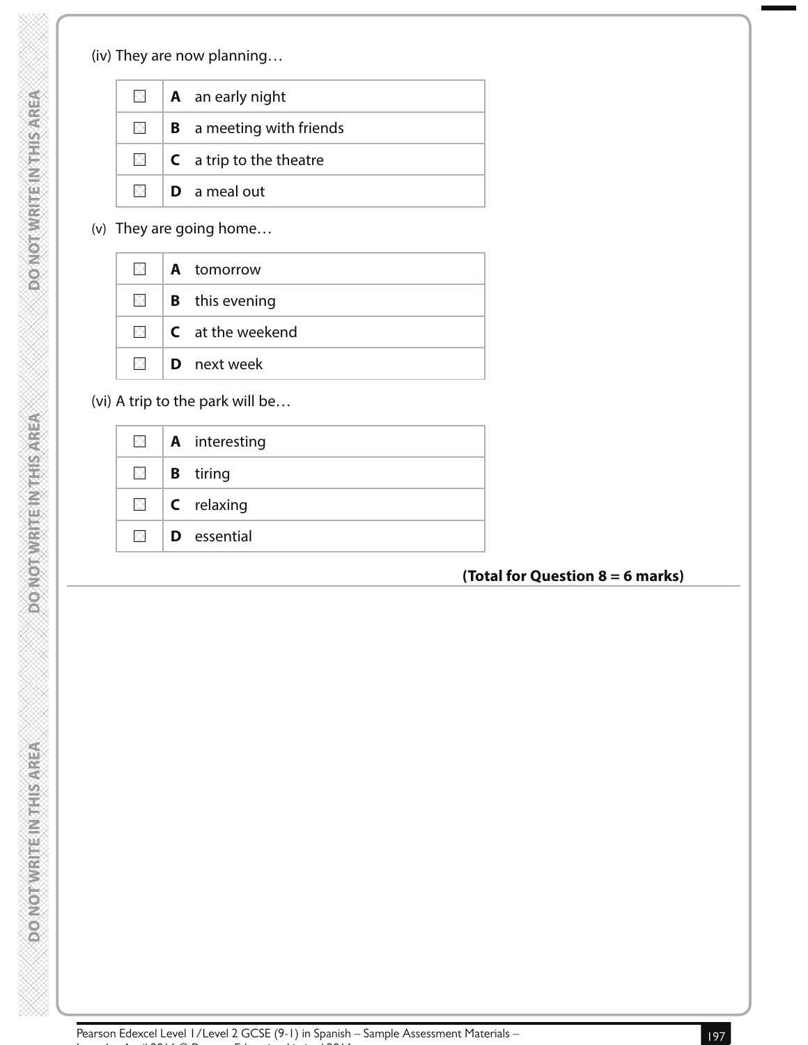(iv) They are now planning…

| | | |
|---|---|---|
| ☒ | **A** | an early night |
| ☒ | **B** | a meeting with friends |
| ☒ | **C** | a trip to the theatre |
| ☒ | **D** | a meal out |

(v) They are going home…

| | | |
|---|---|---|
| ☒ | **A** | tomorrow |
| ☒ | **B** | this evening |
| ☒ | **C** | at the weekend |
| ☒ | **D** | next week |

(vi) A trip to the park will be…

| | | |
|---|---|---|
| ☒ | **A** | interesting |
| ☒ | **B** | tiring |
| ☒ | **C** | relaxing |
| ☒ | **D** | essential |

**(Total for Question 8 = 6 marks)**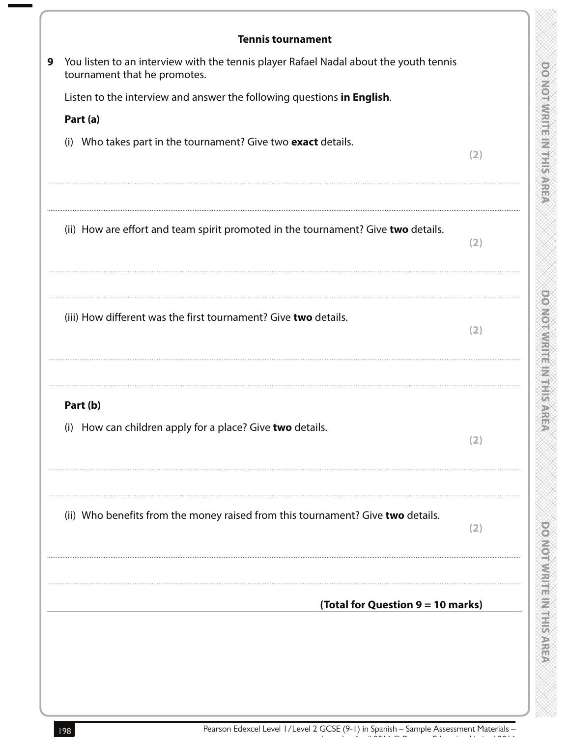## Tennis tournament

**9** You listen to an interview with the tennis player Rafael Nadal about the youth tennis tournament that he promotes.

Listen to the interview and answer the following questions **in English**.

**Part (a)**

(i) Who takes part in the tournament? Give two **exact** details. **(2)**

....................................................................................................

....................................................................................................

(ii) How are effort and team spirit promoted in the tournament? Give **two** details. **(2)**

....................................................................................................

....................................................................................................

(iii) How different was the first tournament? Give **two** details. **(2)**

....................................................................................................

....................................................................................................

**Part (b)**

(i) How can children apply for a place? Give **two** details. **(2)**

....................................................................................................

....................................................................................................

(ii) Who benefits from the money raised from this tournament? Give **two** details. **(2)**

....................................................................................................

....................................................................................................

**(Total for Question 9 = 10 marks)**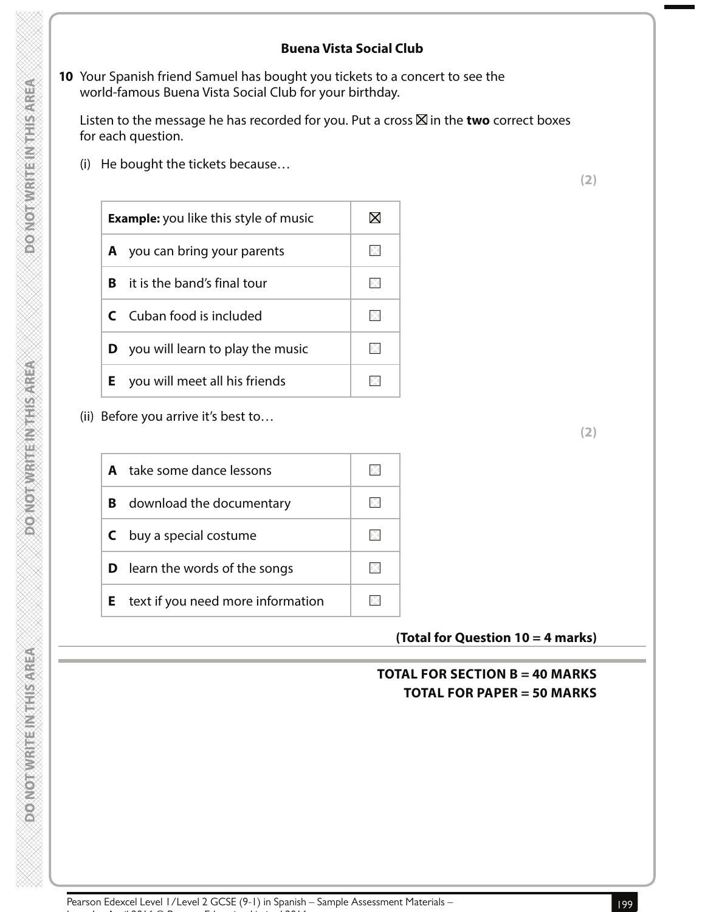## Buena Vista Social Club

**10** Your Spanish friend Samuel has bought you tickets to a concert to see the world-famous Buena Vista Social Club for your birthday.

Listen to the message he has recorded for you. Put a cross ☒ in the **two** correct boxes for each question.

(i) He bought the tickets because…

**(2)**

| | |
|---|---|
| **Example:** you like this style of music | ☒ |
| **A** you can bring your parents | ☐ |
| **B** it is the band's final tour | ☐ |
| **C** Cuban food is included | ☐ |
| **D** you will learn to play the music | ☐ |
| **E** you will meet all his friends | ☐ |

(ii) Before you arrive it's best to…

**(2)**

| | |
|---|---|
| **A** take some dance lessons | ☐ |
| **B** download the documentary | ☐ |
| **C** buy a special costume | ☐ |
| **D** learn the words of the songs | ☐ |
| **E** text if you need more information | ☐ |

**(Total for Question 10 = 4 marks)**

**TOTAL FOR SECTION B = 40 MARKS**
**TOTAL FOR PAPER = 50 MARKS**